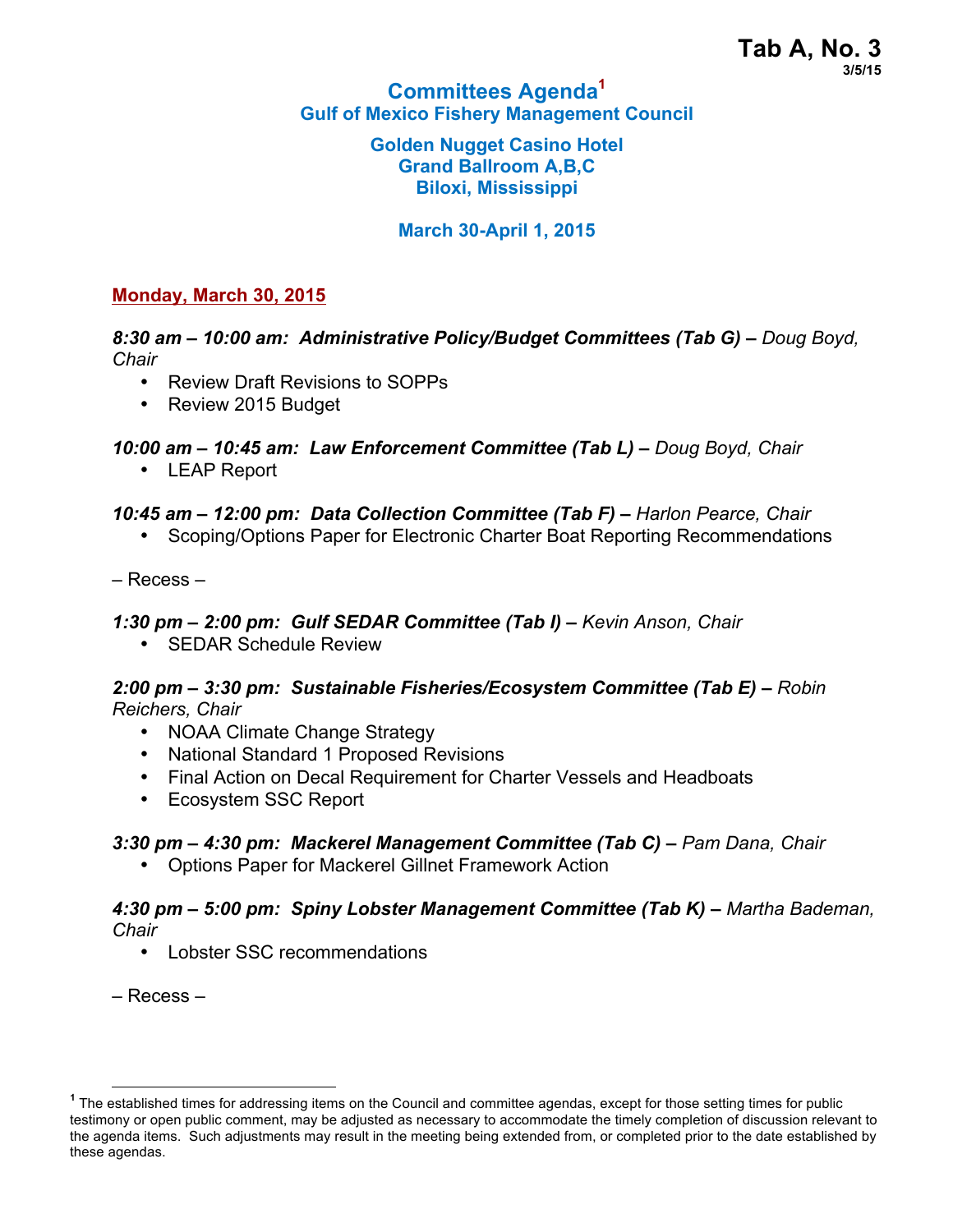**Tab A, No. 3**
**3/5/15**

# Committees Agenda[1]
## Gulf of Mexico Fishery Management Council

**Golden Nugget Casino Hotel**
**Grand Ballroom A,B,C**
**Biloxi, Mississippi**

**March 30-April 1, 2015**

### Monday, March 30, 2015

***8:30 am – 10:00 am: Administrative Policy/Budget Committees (Tab G) –*** *Doug Boyd, Chair*

- Review Draft Revisions to SOPPs
- Review 2015 Budget

***10:00 am – 10:45 am: Law Enforcement Committee (Tab L) –*** *Doug Boyd, Chair*

- LEAP Report

***10:45 am – 12:00 pm: Data Collection Committee (Tab F) –*** *Harlon Pearce, Chair*

- Scoping/Options Paper for Electronic Charter Boat Reporting Recommendations

– Recess –

***1:30 pm – 2:00 pm: Gulf SEDAR Committee (Tab I) –*** *Kevin Anson, Chair*

- SEDAR Schedule Review

***2:00 pm – 3:30 pm: Sustainable Fisheries/Ecosystem Committee (Tab E) –*** *Robin Reichers, Chair*

- NOAA Climate Change Strategy
- National Standard 1 Proposed Revisions
- Final Action on Decal Requirement for Charter Vessels and Headboats
- Ecosystem SSC Report

***3:30 pm – 4:30 pm: Mackerel Management Committee (Tab C) –*** *Pam Dana, Chair*

- Options Paper for Mackerel Gillnet Framework Action

***4:30 pm – 5:00 pm: Spiny Lobster Management Committee (Tab K) –*** *Martha Bademan, Chair*

- Lobster SSC recommendations

– Recess –

---

[1] The established times for addressing items on the Council and committee agendas, except for those setting times for public testimony or open public comment, may be adjusted as necessary to accommodate the timely completion of discussion relevant to the agenda items. Such adjustments may result in the meeting being extended from, or completed prior to the date established by these agendas.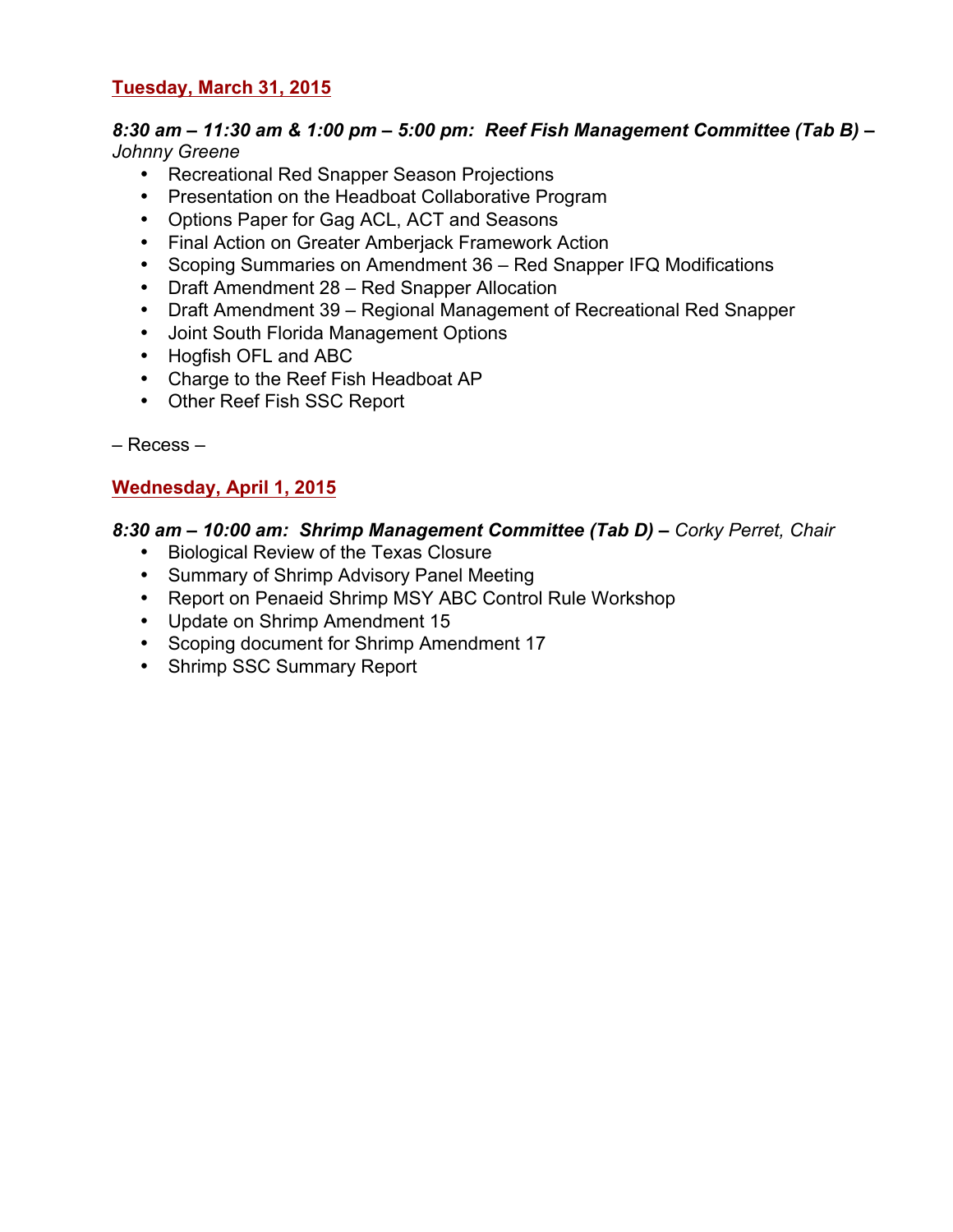## Tuesday, March 31, 2015

***8:30 am – 11:30 am & 1:00 pm – 5:00 pm: Reef Fish Management Committee (Tab B) –*** *Johnny Greene*

- Recreational Red Snapper Season Projections
- Presentation on the Headboat Collaborative Program
- Options Paper for Gag ACL, ACT and Seasons
- Final Action on Greater Amberjack Framework Action
- Scoping Summaries on Amendment 36 – Red Snapper IFQ Modifications
- Draft Amendment 28 – Red Snapper Allocation
- Draft Amendment 39 – Regional Management of Recreational Red Snapper
- Joint South Florida Management Options
- Hogfish OFL and ABC
- Charge to the Reef Fish Headboat AP
- Other Reef Fish SSC Report

– Recess –

## Wednesday, April 1, 2015

***8:30 am – 10:00 am: Shrimp Management Committee (Tab D) –*** *Corky Perret, Chair*

- Biological Review of the Texas Closure
- Summary of Shrimp Advisory Panel Meeting
- Report on Penaeid Shrimp MSY ABC Control Rule Workshop
- Update on Shrimp Amendment 15
- Scoping document for Shrimp Amendment 17
- Shrimp SSC Summary Report